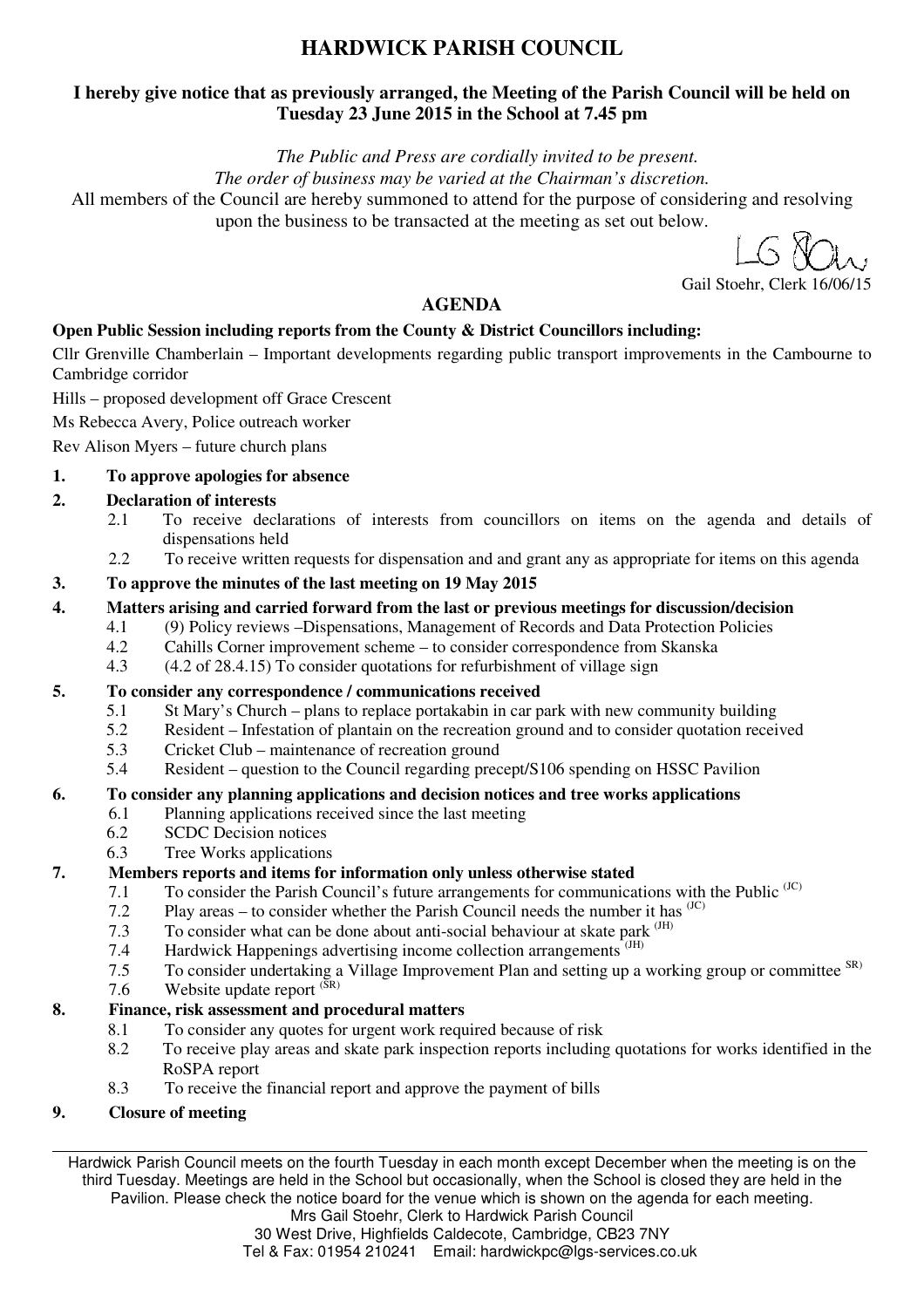# HARDWICK PARISH COUNCIL

**I hereby give notice that as previously arranged, the Meeting of the Parish Council will be held on Tuesday 23 June 2015 in the School at 7.45 pm**

*The Public and Press are cordially invited to be present.*
*The order of business may be varied at the Chairman's discretion.*
All members of the Council are hereby summoned to attend for the purpose of considering and resolving upon the business to be transacted at the meeting as set out below.

Gail Stoehr, Clerk 16/06/15

## AGENDA

**Open Public Session including reports from the County & District Councillors including:**

Cllr Grenville Chamberlain – Important developments regarding public transport improvements in the Cambourne to Cambridge corridor

Hills – proposed development off Grace Crescent

Ms Rebecca Avery, Police outreach worker

Rev Alison Myers – future church plans

**1. To approve apologies for absence**

**2. Declaration of interests**
- 2.1 To receive declarations of interests from councillors on items on the agenda and details of dispensations held
- 2.2 To receive written requests for dispensation and and grant any as appropriate for items on this agenda

**3. To approve the minutes of the last meeting on 19 May 2015**

**4. Matters arising and carried forward from the last or previous meetings for discussion/decision**
- 4.1 (9) Policy reviews –Dispensations, Management of Records and Data Protection Policies
- 4.2 Cahills Corner improvement scheme – to consider correspondence from Skanska
- 4.3 (4.2 of 28.4.15) To consider quotations for refurbishment of village sign

**5. To consider any correspondence / communications received**
- 5.1 St Mary's Church – plans to replace portakabin in car park with new community building
- 5.2 Resident – Infestation of plantain on the recreation ground and to consider quotation received
- 5.3 Cricket Club – maintenance of recreation ground
- 5.4 Resident – question to the Council regarding precept/S106 spending on HSSC Pavilion

**6. To consider any planning applications and decision notices and tree works applications**
- 6.1 Planning applications received since the last meeting
- 6.2 SCDC Decision notices
- 6.3 Tree Works applications

**7. Members reports and items for information only unless otherwise stated**
- 7.1 To consider the Parish Council's future arrangements for communications with the Public (JC)
- 7.2 Play areas – to consider whether the Parish Council needs the number it has (JC)
- 7.3 To consider what can be done about anti-social behaviour at skate park (JH)
- 7.4 Hardwick Happenings advertising income collection arrangements (JH)
- 7.5 To consider undertaking a Village Improvement Plan and setting up a working group or committee SR)
- 7.6 Website update report (SR)

**8. Finance, risk assessment and procedural matters**
- 8.1 To consider any quotes for urgent work required because of risk
- 8.2 To receive play areas and skate park inspection reports including quotations for works identified in the RoSPA report
- 8.3 To receive the financial report and approve the payment of bills

**9. Closure of meeting**

---

Hardwick Parish Council meets on the fourth Tuesday in each month except December when the meeting is on the third Tuesday. Meetings are held in the School but occasionally, when the School is closed they are held in the Pavilion. Please check the notice board for the venue which is shown on the agenda for each meeting.
Mrs Gail Stoehr, Clerk to Hardwick Parish Council
30 West Drive, Highfields Caldecote, Cambridge, CB23 7NY
Tel & Fax: 01954 210241 Email: hardwickpc@lgs-services.co.uk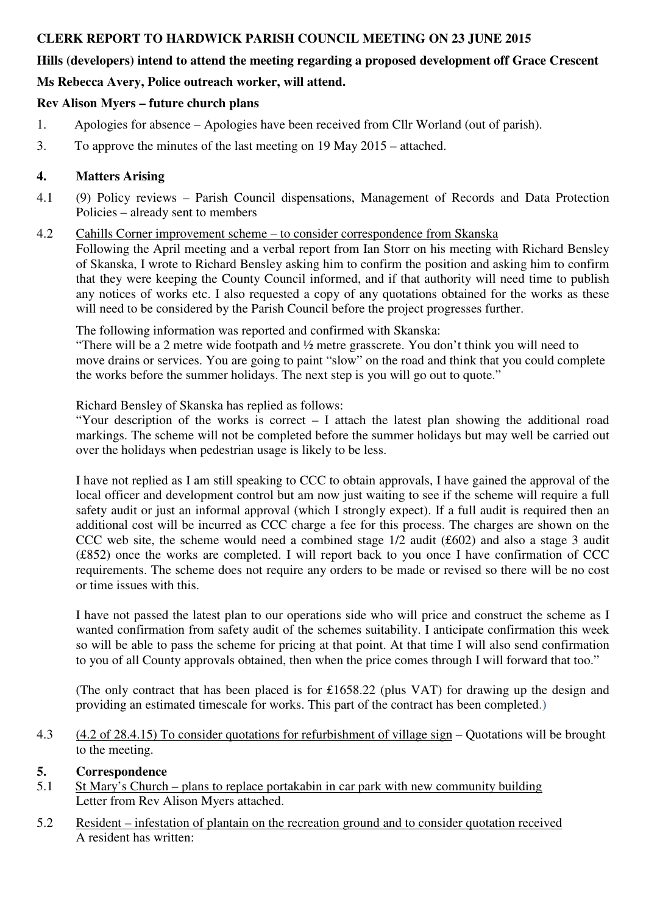**CLERK REPORT TO HARDWICK PARISH COUNCIL MEETING ON 23 JUNE 2015**

**Hills (developers) intend to attend the meeting regarding a proposed development off Grace Crescent**

**Ms Rebecca Avery, Police outreach worker, will attend.**

**Rev Alison Myers – future church plans**

1. Apologies for absence – Apologies have been received from Cllr Worland (out of parish).

3. To approve the minutes of the last meeting on 19 May 2015 – attached.

**4. Matters Arising**

4.1 (9) Policy reviews – Parish Council dispensations, Management of Records and Data Protection Policies – already sent to members

4.2 Cahills Corner improvement scheme – to consider correspondence from Skanska

Following the April meeting and a verbal report from Ian Storr on his meeting with Richard Bensley of Skanska, I wrote to Richard Bensley asking him to confirm the position and asking him to confirm that they were keeping the County Council informed, and if that authority will need time to publish any notices of works etc. I also requested a copy of any quotations obtained for the works as these will need to be considered by the Parish Council before the project progresses further.

The following information was reported and confirmed with Skanska:

"There will be a 2 metre wide footpath and ½ metre grasscrete. You don't think you will need to move drains or services. You are going to paint "slow" on the road and think that you could complete the works before the summer holidays. The next step is you will go out to quote."

Richard Bensley of Skanska has replied as follows:

"Your description of the works is correct – I attach the latest plan showing the additional road markings. The scheme will not be completed before the summer holidays but may well be carried out over the holidays when pedestrian usage is likely to be less.

I have not replied as I am still speaking to CCC to obtain approvals, I have gained the approval of the local officer and development control but am now just waiting to see if the scheme will require a full safety audit or just an informal approval (which I strongly expect). If a full audit is required then an additional cost will be incurred as CCC charge a fee for this process. The charges are shown on the CCC web site, the scheme would need a combined stage 1/2 audit (£602) and also a stage 3 audit (£852) once the works are completed. I will report back to you once I have confirmation of CCC requirements. The scheme does not require any orders to be made or revised so there will be no cost or time issues with this.

I have not passed the latest plan to our operations side who will price and construct the scheme as I wanted confirmation from safety audit of the schemes suitability. I anticipate confirmation this week so will be able to pass the scheme for pricing at that point. At that time I will also send confirmation to you of all County approvals obtained, then when the price comes through I will forward that too."

(The only contract that has been placed is for £1658.22 (plus VAT) for drawing up the design and providing an estimated timescale for works. This part of the contract has been completed.)

4.3 (4.2 of 28.4.15) To consider quotations for refurbishment of village sign – Quotations will be brought to the meeting.

**5. Correspondence**

5.1 St Mary's Church – plans to replace portakabin in car park with new community building

Letter from Rev Alison Myers attached.

5.2 Resident – infestation of plantain on the recreation ground and to consider quotation received

A resident has written: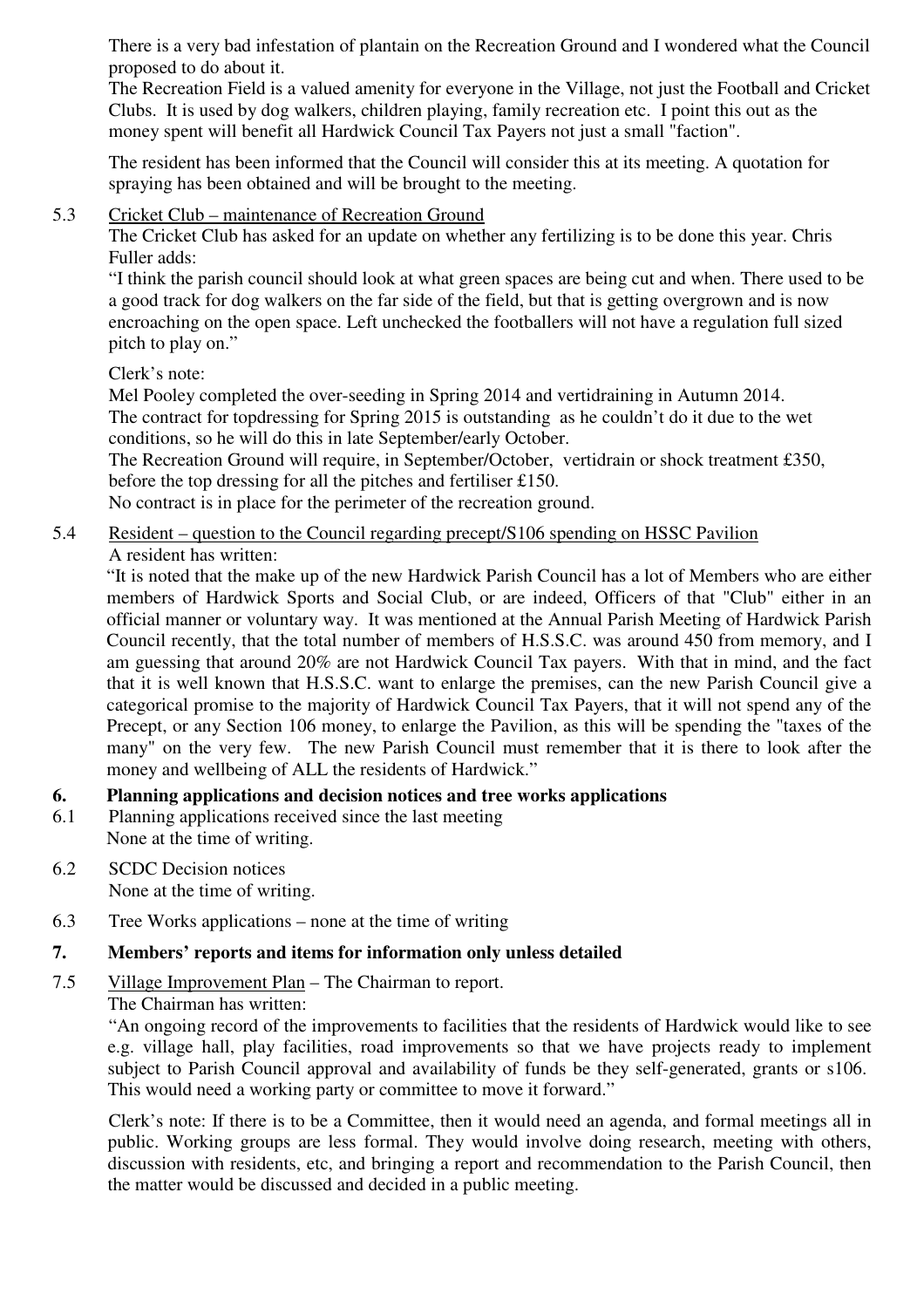There is a very bad infestation of plantain on the Recreation Ground and I wondered what the Council proposed to do about it.
The Recreation Field is a valued amenity for everyone in the Village, not just the Football and Cricket Clubs. It is used by dog walkers, children playing, family recreation etc. I point this out as the money spent will benefit all Hardwick Council Tax Payers not just a small "faction".

The resident has been informed that the Council will consider this at its meeting. A quotation for spraying has been obtained and will be brought to the meeting.

5.3 Cricket Club – maintenance of Recreation Ground

The Cricket Club has asked for an update on whether any fertilizing is to be done this year. Chris Fuller adds:

"I think the parish council should look at what green spaces are being cut and when. There used to be a good track for dog walkers on the far side of the field, but that is getting overgrown and is now encroaching on the open space. Left unchecked the footballers will not have a regulation full sized pitch to play on."

Clerk's note:
Mel Pooley completed the over-seeding in Spring 2014 and vertidraining in Autumn 2014.
The contract for topdressing for Spring 2015 is outstanding as he couldn't do it due to the wet conditions, so he will do this in late September/early October.
The Recreation Ground will require, in September/October, vertidrain or shock treatment £350, before the top dressing for all the pitches and fertiliser £150.
No contract is in place for the perimeter of the recreation ground.

5.4 Resident – question to the Council regarding precept/S106 spending on HSSC Pavilion

A resident has written:

"It is noted that the make up of the new Hardwick Parish Council has a lot of Members who are either members of Hardwick Sports and Social Club, or are indeed, Officers of that "Club" either in an official manner or voluntary way. It was mentioned at the Annual Parish Meeting of Hardwick Parish Council recently, that the total number of members of H.S.S.C. was around 450 from memory, and I am guessing that around 20% are not Hardwick Council Tax payers. With that in mind, and the fact that it is well known that H.S.S.C. want to enlarge the premises, can the new Parish Council give a categorical promise to the majority of Hardwick Council Tax Payers, that it will not spend any of the Precept, or any Section 106 money, to enlarge the Pavilion, as this will be spending the "taxes of the many" on the very few. The new Parish Council must remember that it is there to look after the money and wellbeing of ALL the residents of Hardwick."

**6. Planning applications and decision notices and tree works applications**

6.1 Planning applications received since the last meeting
None at the time of writing.

6.2 SCDC Decision notices
None at the time of writing.

6.3 Tree Works applications – none at the time of writing

**7. Members' reports and items for information only unless detailed**

7.5 Village Improvement Plan – The Chairman to report.

The Chairman has written:

"An ongoing record of the improvements to facilities that the residents of Hardwick would like to see e.g. village hall, play facilities, road improvements so that we have projects ready to implement subject to Parish Council approval and availability of funds be they self-generated, grants or s106. This would need a working party or committee to move it forward."

Clerk's note: If there is to be a Committee, then it would need an agenda, and formal meetings all in public. Working groups are less formal. They would involve doing research, meeting with others, discussion with residents, etc, and bringing a report and recommendation to the Parish Council, then the matter would be discussed and decided in a public meeting.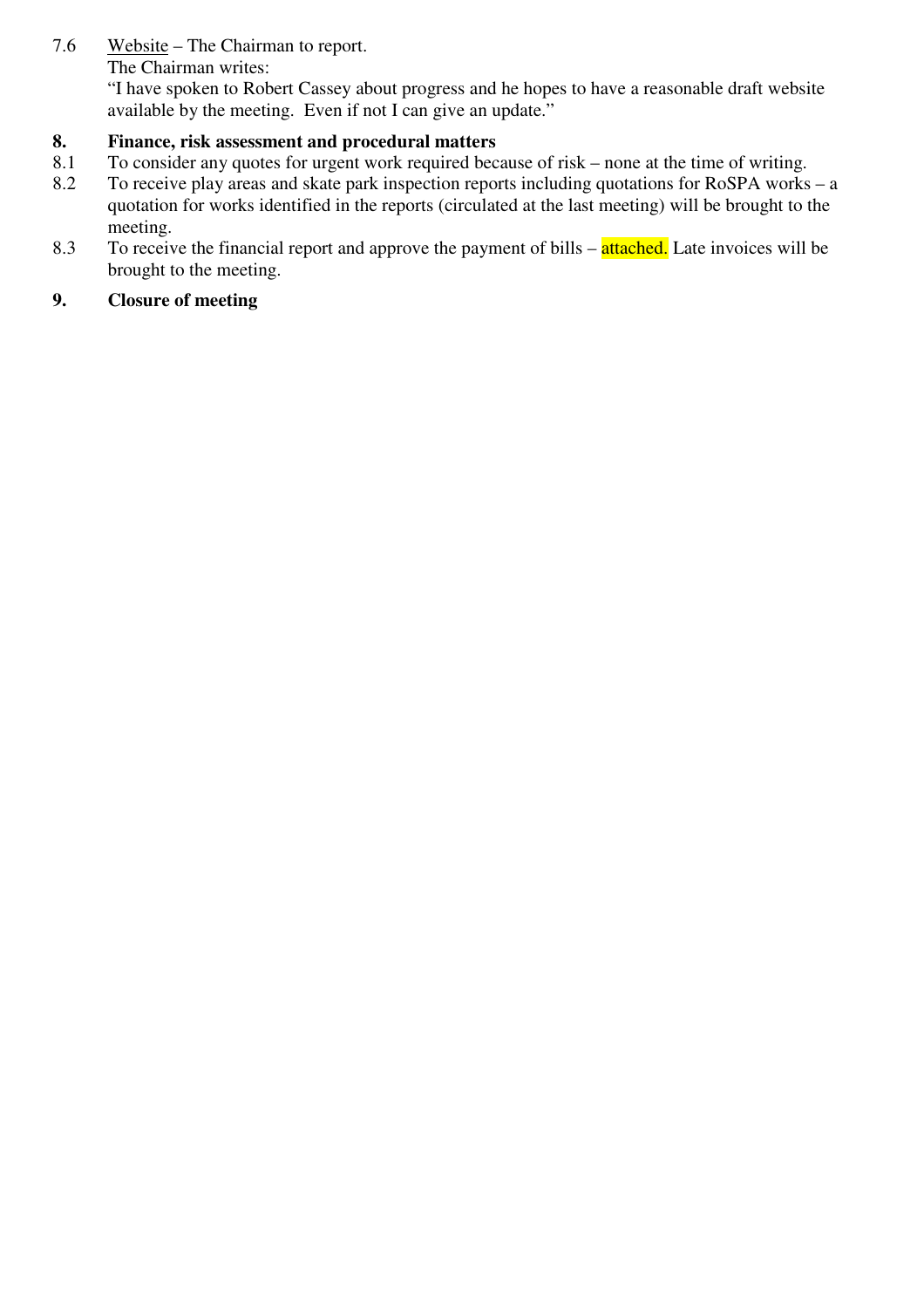7.6 Website – The Chairman to report.
The Chairman writes:
"I have spoken to Robert Cassey about progress and he hopes to have a reasonable draft website available by the meeting. Even if not I can give an update."

**8. Finance, risk assessment and procedural matters**

8.1 To consider any quotes for urgent work required because of risk – none at the time of writing.

8.2 To receive play areas and skate park inspection reports including quotations for RoSPA works – a quotation for works identified in the reports (circulated at the last meeting) will be brought to the meeting.

8.3 To receive the financial report and approve the payment of bills – attached. Late invoices will be brought to the meeting.

**9. Closure of meeting**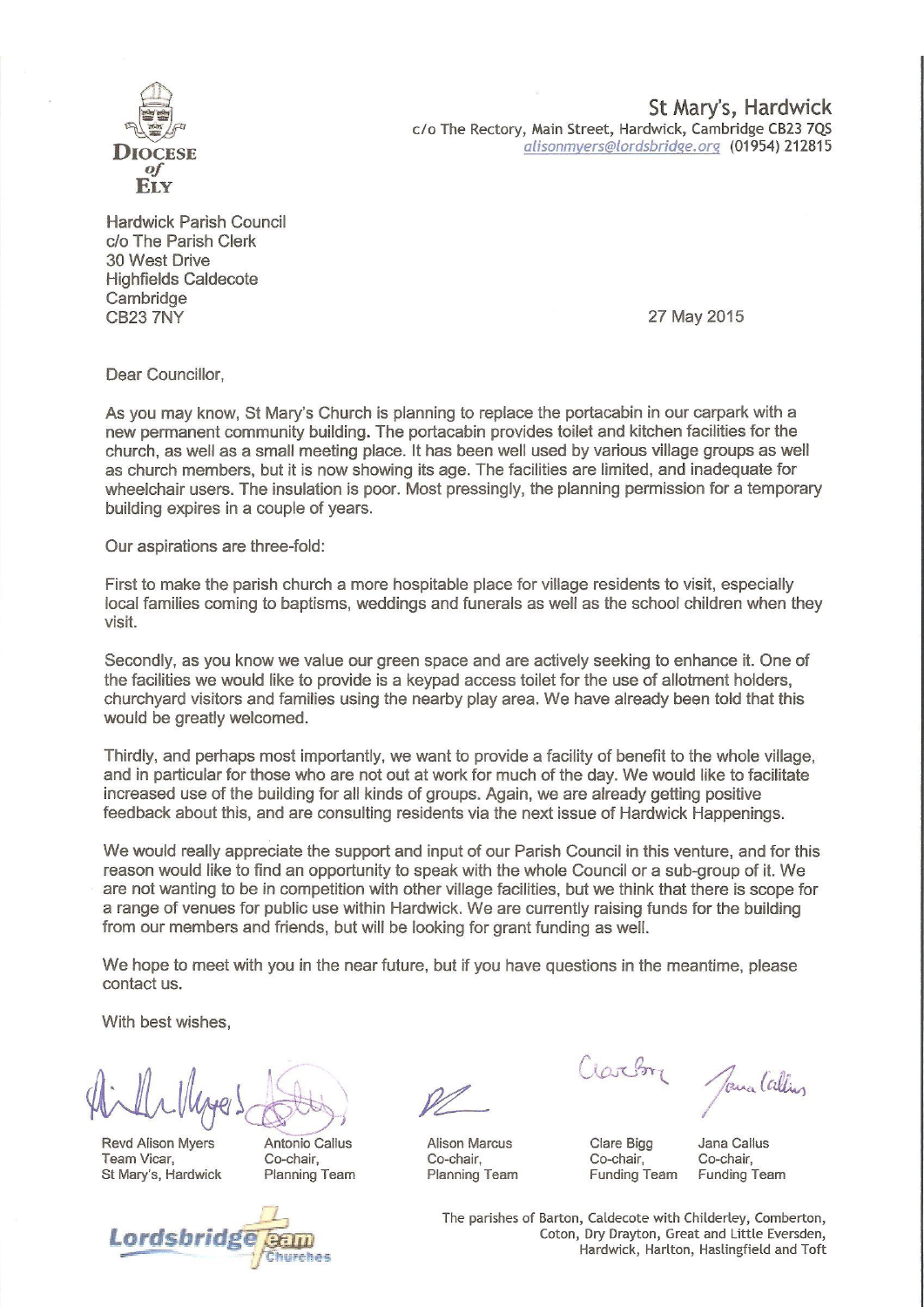Diocese of Ely

**St Mary's, Hardwick**
c/o The Rectory, Main Street, Hardwick, Cambridge CB23 7QS
alisonmyers@lordsbridge.org (01954) 212815

Hardwick Parish Council
c/o The Parish Clerk
30 West Drive
Highfields Caldecote
Cambridge
CB23 7NY

27 May 2015

Dear Councillor,

As you may know, St Mary's Church is planning to replace the portacabin in our carpark with a new permanent community building. The portacabin provides toilet and kitchen facilities for the church, as well as a small meeting place. It has been well used by various village groups as well as church members, but it is now showing its age. The facilities are limited, and inadequate for wheelchair users. The insulation is poor. Most pressingly, the planning permission for a temporary building expires in a couple of years.

Our aspirations are three-fold:

First to make the parish church a more hospitable place for village residents to visit, especially local families coming to baptisms, weddings and funerals as well as the school children when they visit.

Secondly, as you know we value our green space and are actively seeking to enhance it. One of the facilities we would like to provide is a keypad access toilet for the use of allotment holders, churchyard visitors and families using the nearby play area. We have already been told that this would be greatly welcomed.

Thirdly, and perhaps most importantly, we want to provide a facility of benefit to the whole village, and in particular for those who are not out at work for much of the day. We would like to facilitate increased use of the building for all kinds of groups. Again, we are already getting positive feedback about this, and are consulting residents via the next issue of Hardwick Happenings.

We would really appreciate the support and input of our Parish Council in this venture, and for this reason would like to find an opportunity to speak with the whole Council or a sub-group of it. We are not wanting to be in competition with other village facilities, but we think that there is scope for a range of venues for public use within Hardwick. We are currently raising funds for the building from our members and friends, but will be looking for grant funding as well.

We hope to meet with you in the near future, but if you have questions in the meantime, please contact us.

With best wishes,

| Revd Alison Myers | Antonio Callus | Alison Marcus | Clare Bigg | Jana Callus |
|---|---|---|---|---|
| Team Vicar, St Mary's, Hardwick | Co-chair, Planning Team | Co-chair, Planning Team | Co-chair, Funding Team | Co-chair, Funding Team |

Lordsbridge Team Churches

The parishes of Barton, Caldecote with Childerley, Comberton, Coton, Dry Drayton, Great and Little Eversden, Hardwick, Harlton, Haslingfield and Toft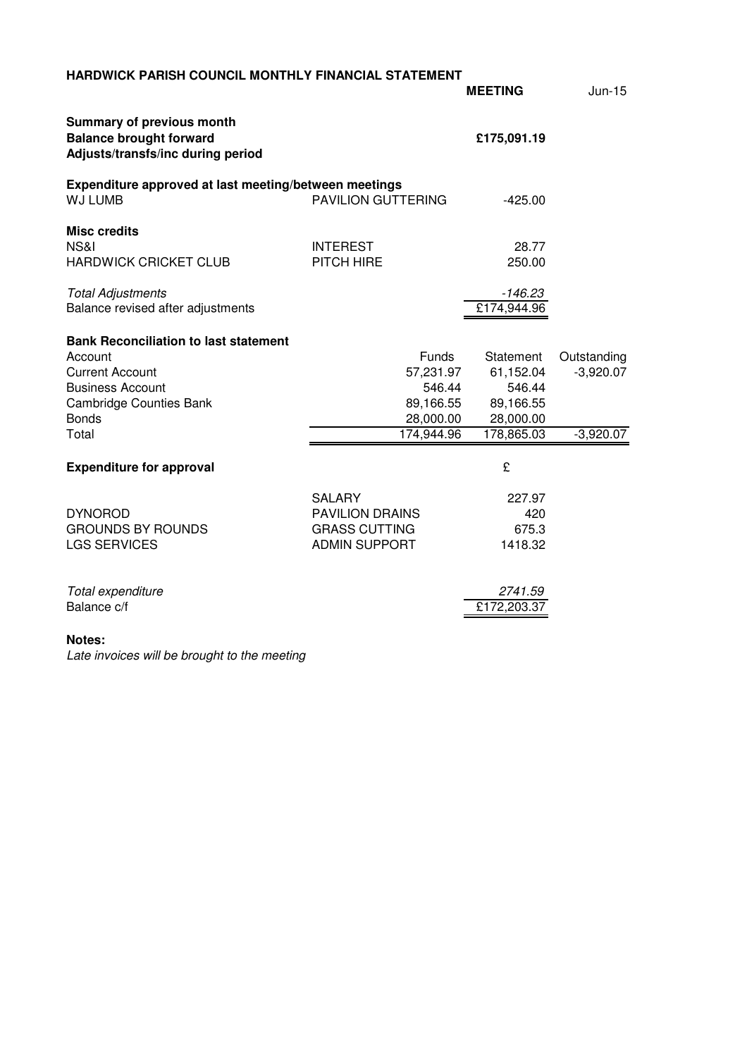**HARDWICK PARISH COUNCIL MONTHLY FINANCIAL STATEMENT**

| | | **MEETING** | Jun-15 |
|---|---|---|---|
| **Summary of previous month** | | | |
| **Balance brought forward** | | **£175,091.19** | |
| **Adjusts/transfs/inc during period** | | | |
| | | | |
| **Expenditure approved at last meeting/between meetings** | | | |
| WJ LUMB | PAVILION GUTTERING | -425.00 | |
| | | | |
| **Misc credits** | | | |
| NS&I | INTEREST | 28.77 | |
| HARDWICK CRICKET CLUB | PITCH HIRE | 250.00 | |
| | | | |
| *Total Adjustments* | | *-146.23* | |
| Balance revised after adjustments | | £174,944.96 | |

**Bank Reconciliation to last statement**

| Account | Funds | Statement | Outstanding |
|---|---|---|---|
| Current Account | 57,231.97 | 61,152.04 | -3,920.07 |
| Business Account | 546.44 | 546.44 | |
| Cambridge Counties Bank | 89,166.55 | 89,166.55 | |
| Bonds | 28,000.00 | 28,000.00 | |
| Total | 174,944.96 | 178,865.03 | -3,920.07 |

| **Expenditure for approval** | | £ |
|---|---|---|
| | SALARY | 227.97 |
| DYNOROD | PAVILION DRAINS | 420 |
| GROUNDS BY ROUNDS | GRASS CUTTING | 675.3 |
| LGS SERVICES | ADMIN SUPPORT | 1418.32 |
| | | |
| *Total expenditure* | | *2741.59* |
| Balance c/f | | £172,203.37 |

**Notes:**

*Late invoices will be brought to the meeting*